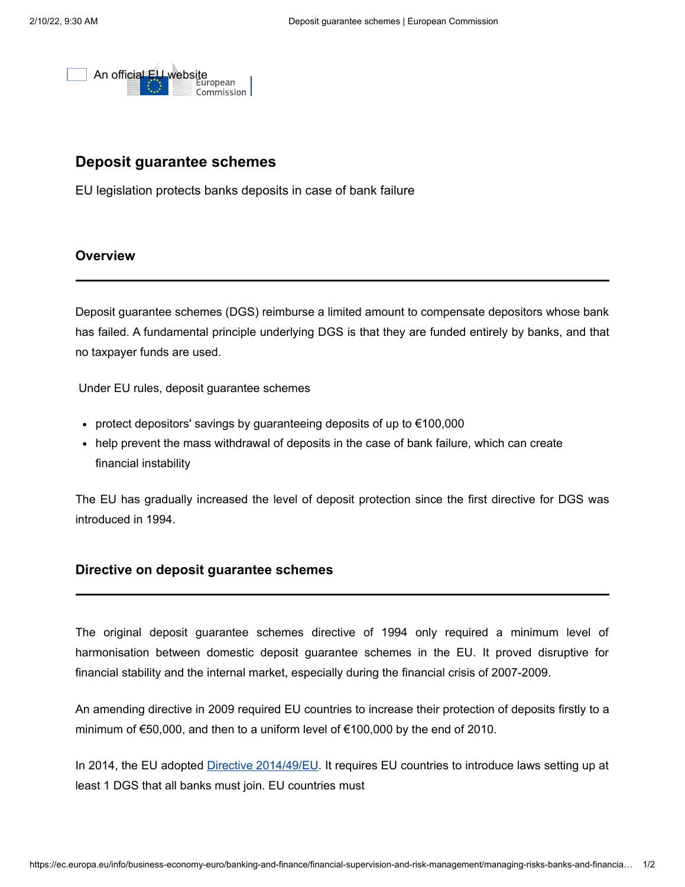An official EU website

European Commission

# Deposit guarantee schemes

EU legislation protects banks deposits in case of bank failure

## Overview

Deposit guarantee schemes (DGS) reimburse a limited amount to compensate depositors whose bank has failed. A fundamental principle underlying DGS is that they are funded entirely by banks, and that no taxpayer funds are used.

Under EU rules, deposit guarantee schemes

- protect depositors' savings by guaranteeing deposits of up to €100,000
- help prevent the mass withdrawal of deposits in the case of bank failure, which can create financial instability

The EU has gradually increased the level of deposit protection since the first directive for DGS was introduced in 1994.

## Directive on deposit guarantee schemes

The original deposit guarantee schemes directive of 1994 only required a minimum level of harmonisation between domestic deposit guarantee schemes in the EU. It proved disruptive for financial stability and the internal market, especially during the financial crisis of 2007-2009.

An amending directive in 2009 required EU countries to increase their protection of deposits firstly to a minimum of €50,000, and then to a uniform level of €100,000 by the end of 2010.

In 2014, the EU adopted Directive 2014/49/EU. It requires EU countries to introduce laws setting up at least 1 DGS that all banks must join. EU countries must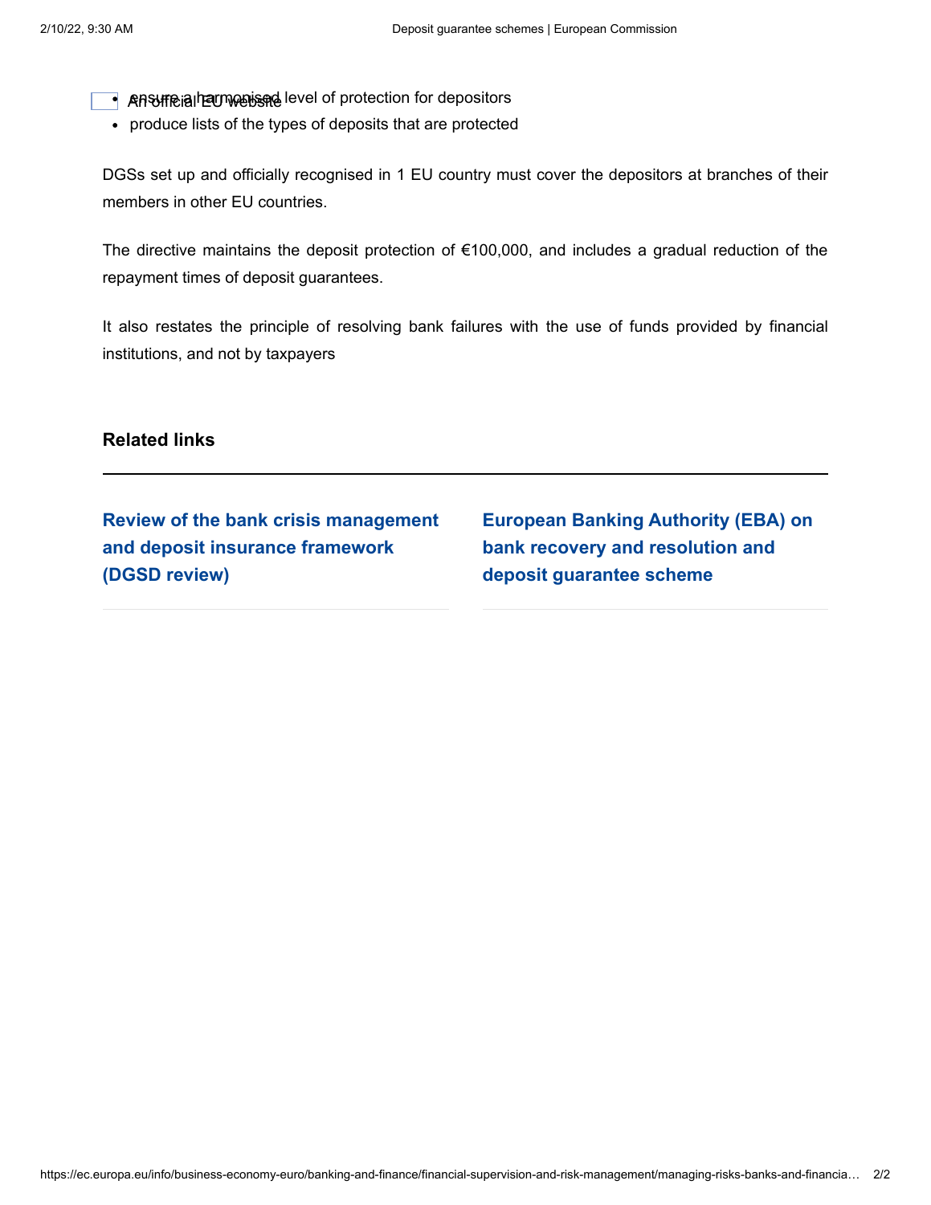- ensure a harmonised level of protection for depositors
- produce lists of the types of deposits that are protected

DGSs set up and officially recognised in 1 EU country must cover the depositors at branches of their members in other EU countries.

The directive maintains the deposit protection of €100,000, and includes a gradual reduction of the repayment times of deposit guarantees.

It also restates the principle of resolving bank failures with the use of funds provided by financial institutions, and not by taxpayers

## Related links

**Review of the bank crisis management and deposit insurance framework (DGSD review)**

**European Banking Authority (EBA) on bank recovery and resolution and deposit guarantee scheme**